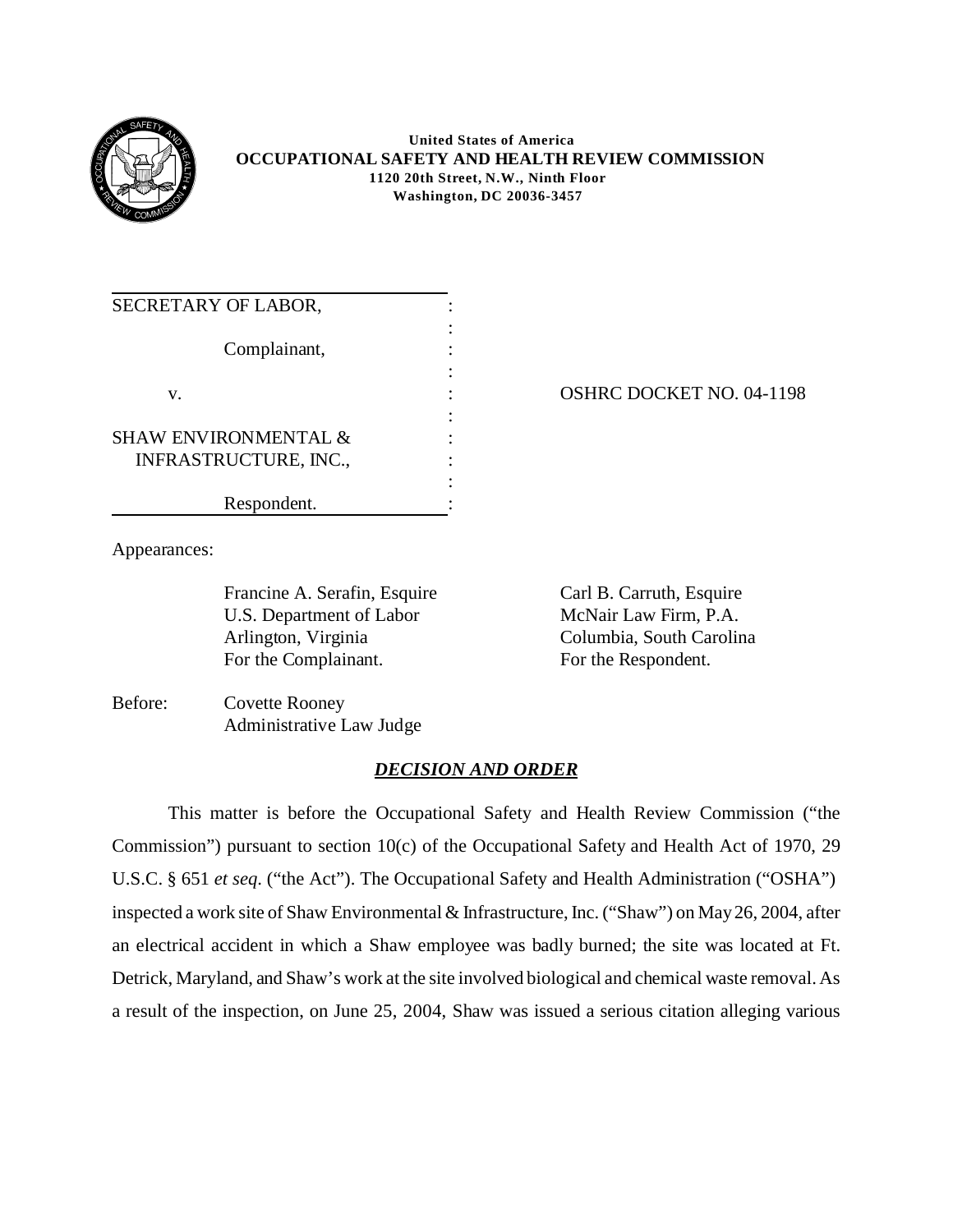**United States of America**
**OCCUPATIONAL SAFETY AND HEALTH REVIEW COMMISSION**
**1120 20th Street, N.W., Ninth Floor**
**Washington, DC 20036-3457**

| | | |
|---|---|---|
| SECRETARY OF LABOR, | : | |
| Complainant, | : | |
| v. | : | OSHRC DOCKET NO. 04-1198 |
| SHAW ENVIRONMENTAL & INFRASTRUCTURE, INC., | : | |
| Respondent. | : | |

Appearances:

| | |
|---|---|
| Francine A. Serafin, Esquire | Carl B. Carruth, Esquire |
| U.S. Department of Labor | McNair Law Firm, P.A. |
| Arlington, Virginia | Columbia, South Carolina |
| For the Complainant. | For the Respondent. |

Before: Covette Rooney
Administrative Law Judge

## ***DECISION AND ORDER***

This matter is before the Occupational Safety and Health Review Commission ("the Commission") pursuant to section 10(c) of the Occupational Safety and Health Act of 1970, 29 U.S.C. § 651 *et seq*. ("the Act"). The Occupational Safety and Health Administration ("OSHA") inspected a work site of Shaw Environmental & Infrastructure, Inc. ("Shaw") on May 26, 2004, after an electrical accident in which a Shaw employee was badly burned; the site was located at Ft. Detrick, Maryland, and Shaw's work at the site involved biological and chemical waste removal. As a result of the inspection, on June 25, 2004, Shaw was issued a serious citation alleging various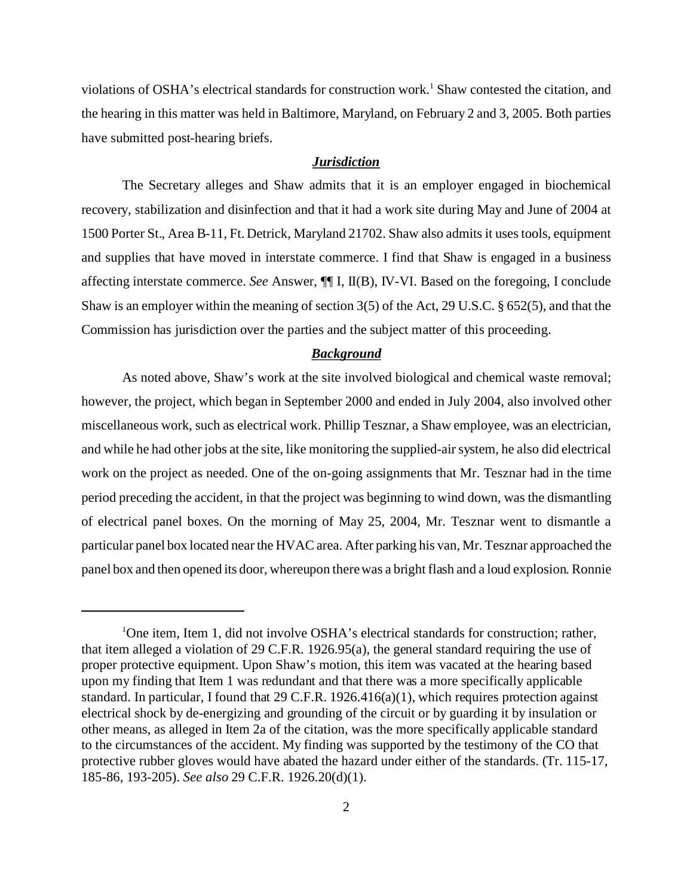violations of OSHA's electrical standards for construction work.[1] Shaw contested the citation, and the hearing in this matter was held in Baltimore, Maryland, on February 2 and 3, 2005. Both parties have submitted post-hearing briefs.

## ***Jurisdiction***

The Secretary alleges and Shaw admits that it is an employer engaged in biochemical recovery, stabilization and disinfection and that it had a work site during May and June of 2004 at 1500 Porter St., Area B-11, Ft. Detrick, Maryland 21702. Shaw also admits it uses tools, equipment and supplies that have moved in interstate commerce. I find that Shaw is engaged in a business affecting interstate commerce. *See* Answer, ¶¶ I, II(B), IV-VI. Based on the foregoing, I conclude Shaw is an employer within the meaning of section 3(5) of the Act, 29 U.S.C. § 652(5), and that the Commission has jurisdiction over the parties and the subject matter of this proceeding.

## ***Background***

As noted above, Shaw's work at the site involved biological and chemical waste removal; however, the project, which began in September 2000 and ended in July 2004, also involved other miscellaneous work, such as electrical work. Phillip Tesznar, a Shaw employee, was an electrician, and while he had other jobs at the site, like monitoring the supplied-air system, he also did electrical work on the project as needed. One of the on-going assignments that Mr. Tesznar had in the time period preceding the accident, in that the project was beginning to wind down, was the dismantling of electrical panel boxes. On the morning of May 25, 2004, Mr. Tesznar went to dismantle a particular panel box located near the HVAC area. After parking his van, Mr. Tesznar approached the panel box and then opened its door, whereupon there was a bright flash and a loud explosion. Ronnie

---

[1] One item, Item 1, did not involve OSHA's electrical standards for construction; rather, that item alleged a violation of 29 C.F.R. 1926.95(a), the general standard requiring the use of proper protective equipment. Upon Shaw's motion, this item was vacated at the hearing based upon my finding that Item 1 was redundant and that there was a more specifically applicable standard. In particular, I found that 29 C.F.R. 1926.416(a)(1), which requires protection against electrical shock by de-energizing and grounding of the circuit or by guarding it by insulation or other means, as alleged in Item 2a of the citation, was the more specifically applicable standard to the circumstances of the accident. My finding was supported by the testimony of the CO that protective rubber gloves would have abated the hazard under either of the standards. (Tr. 115-17, 185-86, 193-205). *See also* 29 C.F.R. 1926.20(d)(1).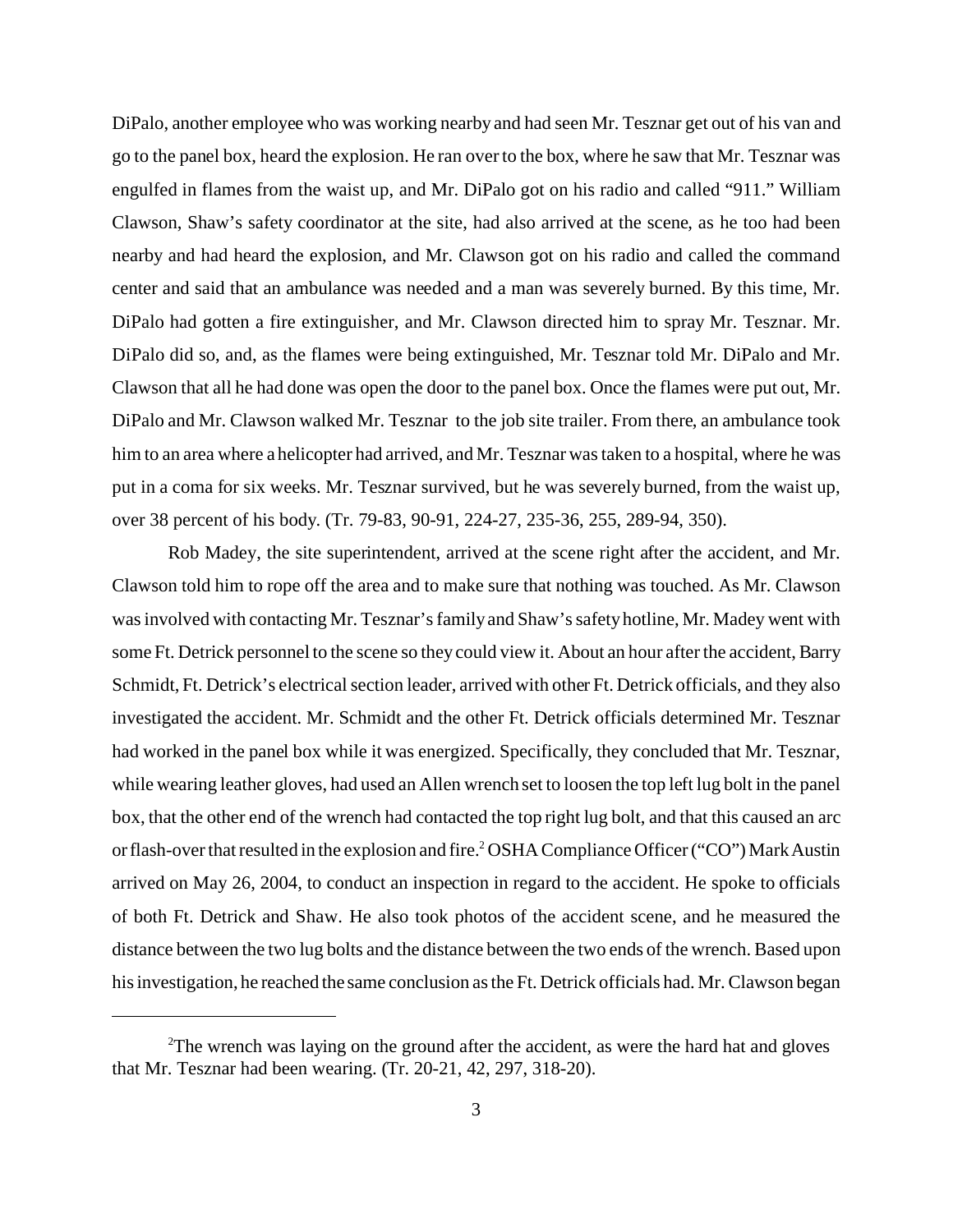DiPalo, another employee who was working nearby and had seen Mr. Tesznar get out of his van and go to the panel box, heard the explosion. He ran over to the box, where he saw that Mr. Tesznar was engulfed in flames from the waist up, and Mr. DiPalo got on his radio and called "911." William Clawson, Shaw's safety coordinator at the site, had also arrived at the scene, as he too had been nearby and had heard the explosion, and Mr. Clawson got on his radio and called the command center and said that an ambulance was needed and a man was severely burned. By this time, Mr. DiPalo had gotten a fire extinguisher, and Mr. Clawson directed him to spray Mr. Tesznar. Mr. DiPalo did so, and, as the flames were being extinguished, Mr. Tesznar told Mr. DiPalo and Mr. Clawson that all he had done was open the door to the panel box. Once the flames were put out, Mr. DiPalo and Mr. Clawson walked Mr. Tesznar to the job site trailer. From there, an ambulance took him to an area where a helicopter had arrived, and Mr. Tesznar was taken to a hospital, where he was put in a coma for six weeks. Mr. Tesznar survived, but he was severely burned, from the waist up, over 38 percent of his body. (Tr. 79-83, 90-91, 224-27, 235-36, 255, 289-94, 350).

Rob Madey, the site superintendent, arrived at the scene right after the accident, and Mr. Clawson told him to rope off the area and to make sure that nothing was touched. As Mr. Clawson was involved with contacting Mr. Tesznar's family and Shaw's safety hotline, Mr. Madey went with some Ft. Detrick personnel to the scene so they could view it. About an hour after the accident, Barry Schmidt, Ft. Detrick's electrical section leader, arrived with other Ft. Detrick officials, and they also investigated the accident. Mr. Schmidt and the other Ft. Detrick officials determined Mr. Tesznar had worked in the panel box while it was energized. Specifically, they concluded that Mr. Tesznar, while wearing leather gloves, had used an Allen wrench set to loosen the top left lug bolt in the panel box, that the other end of the wrench had contacted the top right lug bolt, and that this caused an arc or flash-over that resulted in the explosion and fire.[2] OSHA Compliance Officer ("CO") Mark Austin arrived on May 26, 2004, to conduct an inspection in regard to the accident. He spoke to officials of both Ft. Detrick and Shaw. He also took photos of the accident scene, and he measured the distance between the two lug bolts and the distance between the two ends of the wrench. Based upon his investigation, he reached the same conclusion as the Ft. Detrick officials had. Mr. Clawson began

[2] The wrench was laying on the ground after the accident, as were the hard hat and gloves that Mr. Tesznar had been wearing. (Tr. 20-21, 42, 297, 318-20).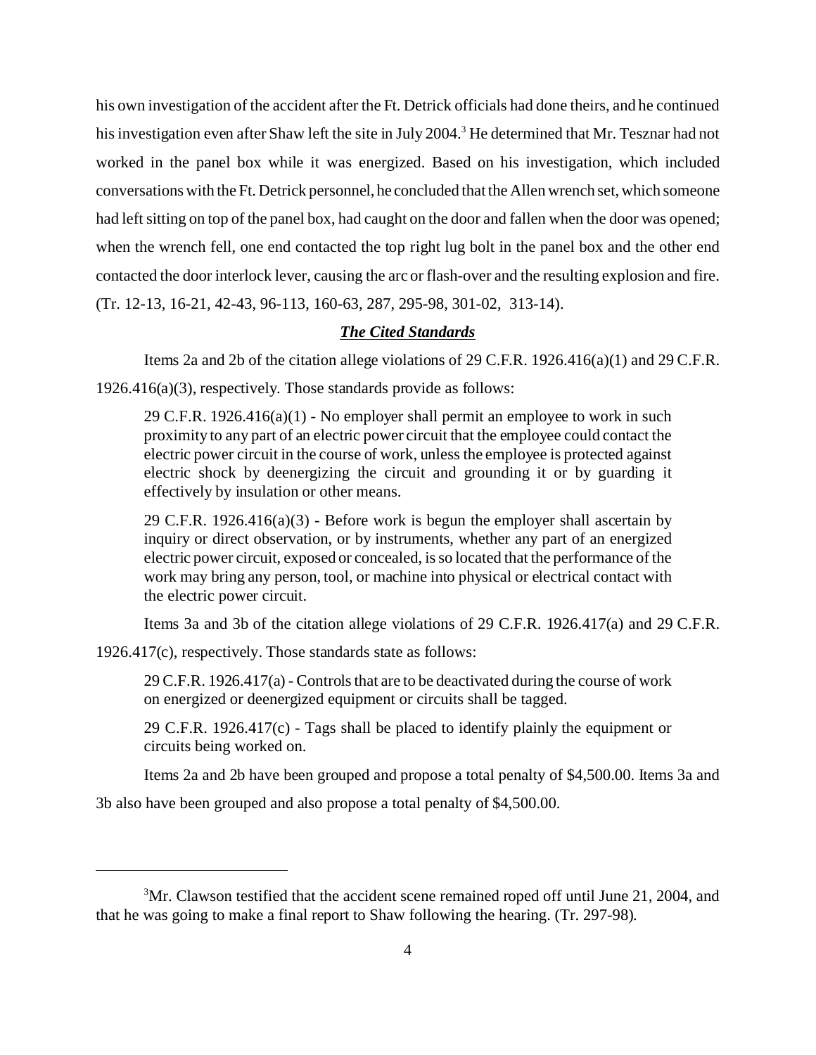his own investigation of the accident after the Ft. Detrick officials had done theirs, and he continued his investigation even after Shaw left the site in July 2004.[3] He determined that Mr. Tesznar had not worked in the panel box while it was energized. Based on his investigation, which included conversations with the Ft. Detrick personnel, he concluded that the Allen wrench set, which someone had left sitting on top of the panel box, had caught on the door and fallen when the door was opened; when the wrench fell, one end contacted the top right lug bolt in the panel box and the other end contacted the door interlock lever, causing the arc or flash-over and the resulting explosion and fire. (Tr. 12-13, 16-21, 42-43, 96-113, 160-63, 287, 295-98, 301-02, 313-14).

### ***The Cited Standards***

Items 2a and 2b of the citation allege violations of 29 C.F.R. 1926.416(a)(1) and 29 C.F.R. 1926.416(a)(3), respectively. Those standards provide as follows:

> 29 C.F.R. 1926.416(a)(1) - No employer shall permit an employee to work in such proximity to any part of an electric power circuit that the employee could contact the electric power circuit in the course of work, unless the employee is protected against electric shock by deenergizing the circuit and grounding it or by guarding it effectively by insulation or other means.
>
> 29 C.F.R. 1926.416(a)(3) - Before work is begun the employer shall ascertain by inquiry or direct observation, or by instruments, whether any part of an energized electric power circuit, exposed or concealed, is so located that the performance of the work may bring any person, tool, or machine into physical or electrical contact with the electric power circuit.

Items 3a and 3b of the citation allege violations of 29 C.F.R. 1926.417(a) and 29 C.F.R. 1926.417(c), respectively. Those standards state as follows:

> 29 C.F.R. 1926.417(a) - Controls that are to be deactivated during the course of work on energized or deenergized equipment or circuits shall be tagged.
>
> 29 C.F.R. 1926.417(c) - Tags shall be placed to identify plainly the equipment or circuits being worked on.

Items 2a and 2b have been grouped and propose a total penalty of $4,500.00. Items 3a and 3b also have been grouped and also propose a total penalty of $4,500.00.

---

[3] Mr. Clawson testified that the accident scene remained roped off until June 21, 2004, and that he was going to make a final report to Shaw following the hearing. (Tr. 297-98).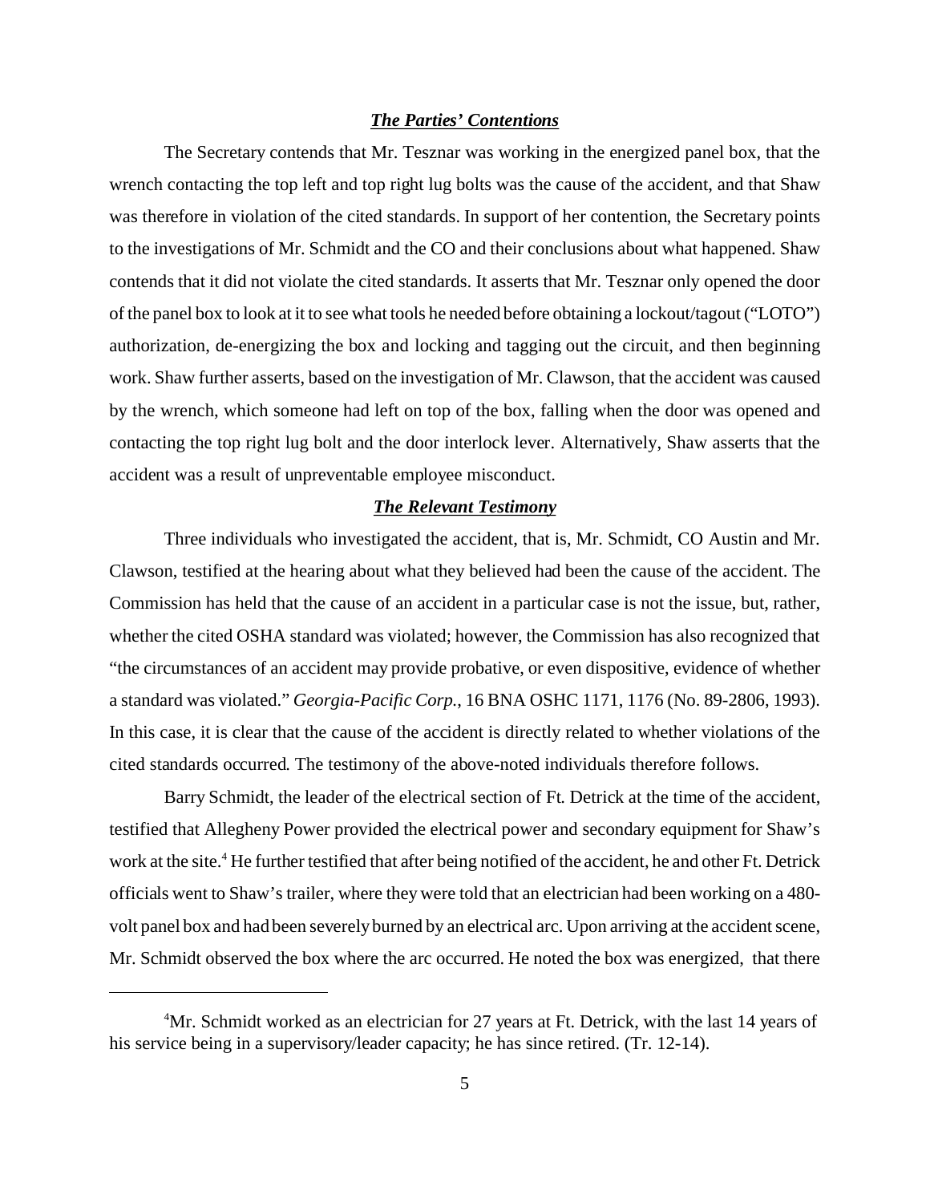### ***The Parties' Contentions***

The Secretary contends that Mr. Tesznar was working in the energized panel box, that the wrench contacting the top left and top right lug bolts was the cause of the accident, and that Shaw was therefore in violation of the cited standards. In support of her contention, the Secretary points to the investigations of Mr. Schmidt and the CO and their conclusions about what happened. Shaw contends that it did not violate the cited standards. It asserts that Mr. Tesznar only opened the door of the panel box to look at it to see what tools he needed before obtaining a lockout/tagout ("LOTO") authorization, de-energizing the box and locking and tagging out the circuit, and then beginning work. Shaw further asserts, based on the investigation of Mr. Clawson, that the accident was caused by the wrench, which someone had left on top of the box, falling when the door was opened and contacting the top right lug bolt and the door interlock lever. Alternatively, Shaw asserts that the accident was a result of unpreventable employee misconduct.

### ***The Relevant Testimony***

Three individuals who investigated the accident, that is, Mr. Schmidt, CO Austin and Mr. Clawson, testified at the hearing about what they believed had been the cause of the accident. The Commission has held that the cause of an accident in a particular case is not the issue, but, rather, whether the cited OSHA standard was violated; however, the Commission has also recognized that "the circumstances of an accident may provide probative, or even dispositive, evidence of whether a standard was violated." *Georgia-Pacific Corp.*, 16 BNA OSHC 1171, 1176 (No. 89-2806, 1993). In this case, it is clear that the cause of the accident is directly related to whether violations of the cited standards occurred. The testimony of the above-noted individuals therefore follows.

Barry Schmidt, the leader of the electrical section of Ft. Detrick at the time of the accident, testified that Allegheny Power provided the electrical power and secondary equipment for Shaw's work at the site.[4] He further testified that after being notified of the accident, he and other Ft. Detrick officials went to Shaw's trailer, where they were told that an electrician had been working on a 480-volt panel box and had been severely burned by an electrical arc. Upon arriving at the accident scene, Mr. Schmidt observed the box where the arc occurred. He noted the box was energized, that there

---

[4]Mr. Schmidt worked as an electrician for 27 years at Ft. Detrick, with the last 14 years of his service being in a supervisory/leader capacity; he has since retired. (Tr. 12-14).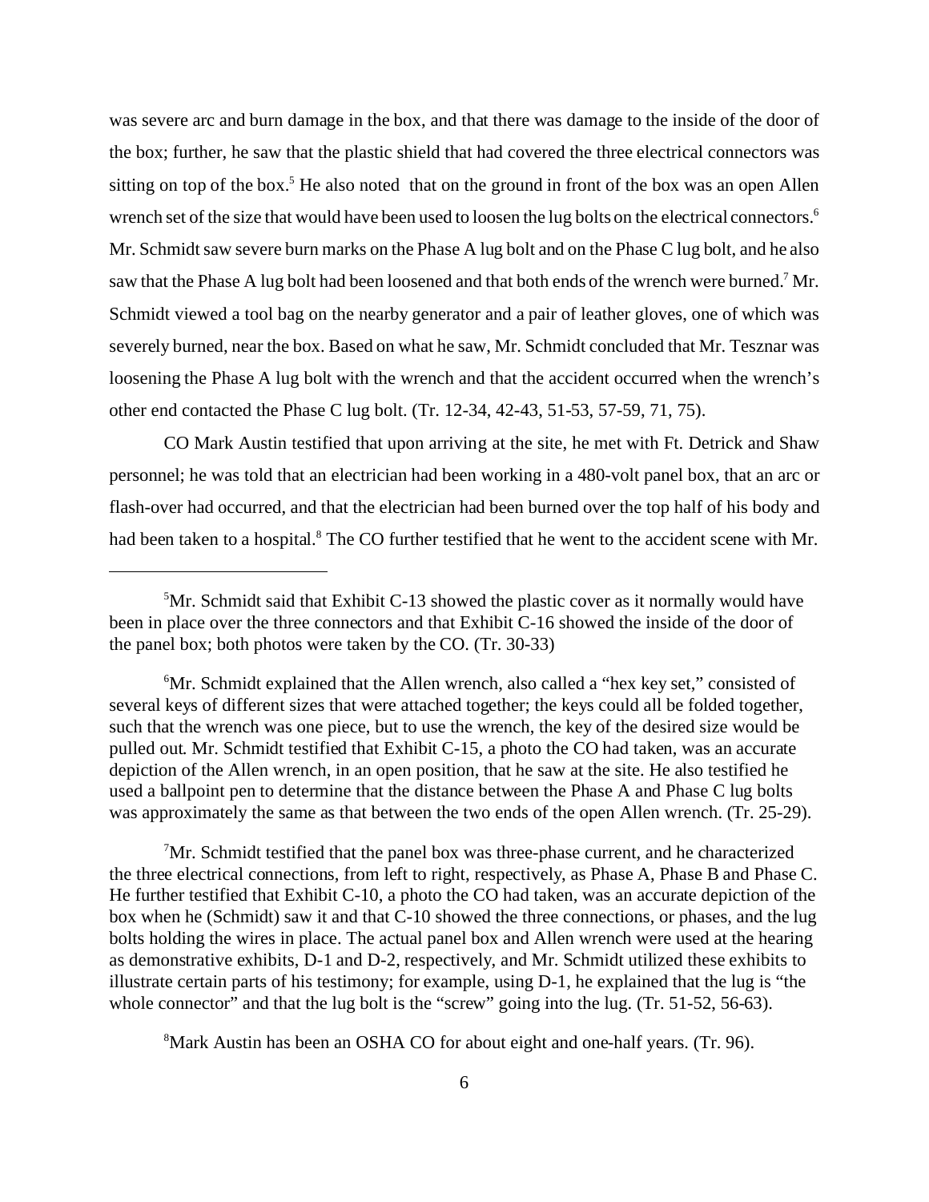was severe arc and burn damage in the box, and that there was damage to the inside of the door of the box; further, he saw that the plastic shield that had covered the three electrical connectors was sitting on top of the box.[5] He also noted that on the ground in front of the box was an open Allen wrench set of the size that would have been used to loosen the lug bolts on the electrical connectors.[6] Mr. Schmidt saw severe burn marks on the Phase A lug bolt and on the Phase C lug bolt, and he also saw that the Phase A lug bolt had been loosened and that both ends of the wrench were burned.[7] Mr. Schmidt viewed a tool bag on the nearby generator and a pair of leather gloves, one of which was severely burned, near the box. Based on what he saw, Mr. Schmidt concluded that Mr. Tesznar was loosening the Phase A lug bolt with the wrench and that the accident occurred when the wrench's other end contacted the Phase C lug bolt. (Tr. 12-34, 42-43, 51-53, 57-59, 71, 75).

CO Mark Austin testified that upon arriving at the site, he met with Ft. Detrick and Shaw personnel; he was told that an electrician had been working in a 480-volt panel box, that an arc or flash-over had occurred, and that the electrician had been burned over the top half of his body and had been taken to a hospital.[8] The CO further testified that he went to the accident scene with Mr.

---

[5]Mr. Schmidt said that Exhibit C-13 showed the plastic cover as it normally would have been in place over the three connectors and that Exhibit C-16 showed the inside of the door of the panel box; both photos were taken by the CO. (Tr. 30-33)

[6]Mr. Schmidt explained that the Allen wrench, also called a "hex key set," consisted of several keys of different sizes that were attached together; the keys could all be folded together, such that the wrench was one piece, but to use the wrench, the key of the desired size would be pulled out. Mr. Schmidt testified that Exhibit C-15, a photo the CO had taken, was an accurate depiction of the Allen wrench, in an open position, that he saw at the site. He also testified he used a ballpoint pen to determine that the distance between the Phase A and Phase C lug bolts was approximately the same as that between the two ends of the open Allen wrench. (Tr. 25-29).

[7]Mr. Schmidt testified that the panel box was three-phase current, and he characterized the three electrical connections, from left to right, respectively, as Phase A, Phase B and Phase C. He further testified that Exhibit C-10, a photo the CO had taken, was an accurate depiction of the box when he (Schmidt) saw it and that C-10 showed the three connections, or phases, and the lug bolts holding the wires in place. The actual panel box and Allen wrench were used at the hearing as demonstrative exhibits, D-1 and D-2, respectively, and Mr. Schmidt utilized these exhibits to illustrate certain parts of his testimony; for example, using D-1, he explained that the lug is "the whole connector" and that the lug bolt is the "screw" going into the lug. (Tr. 51-52, 56-63).

[8]Mark Austin has been an OSHA CO for about eight and one-half years. (Tr. 96).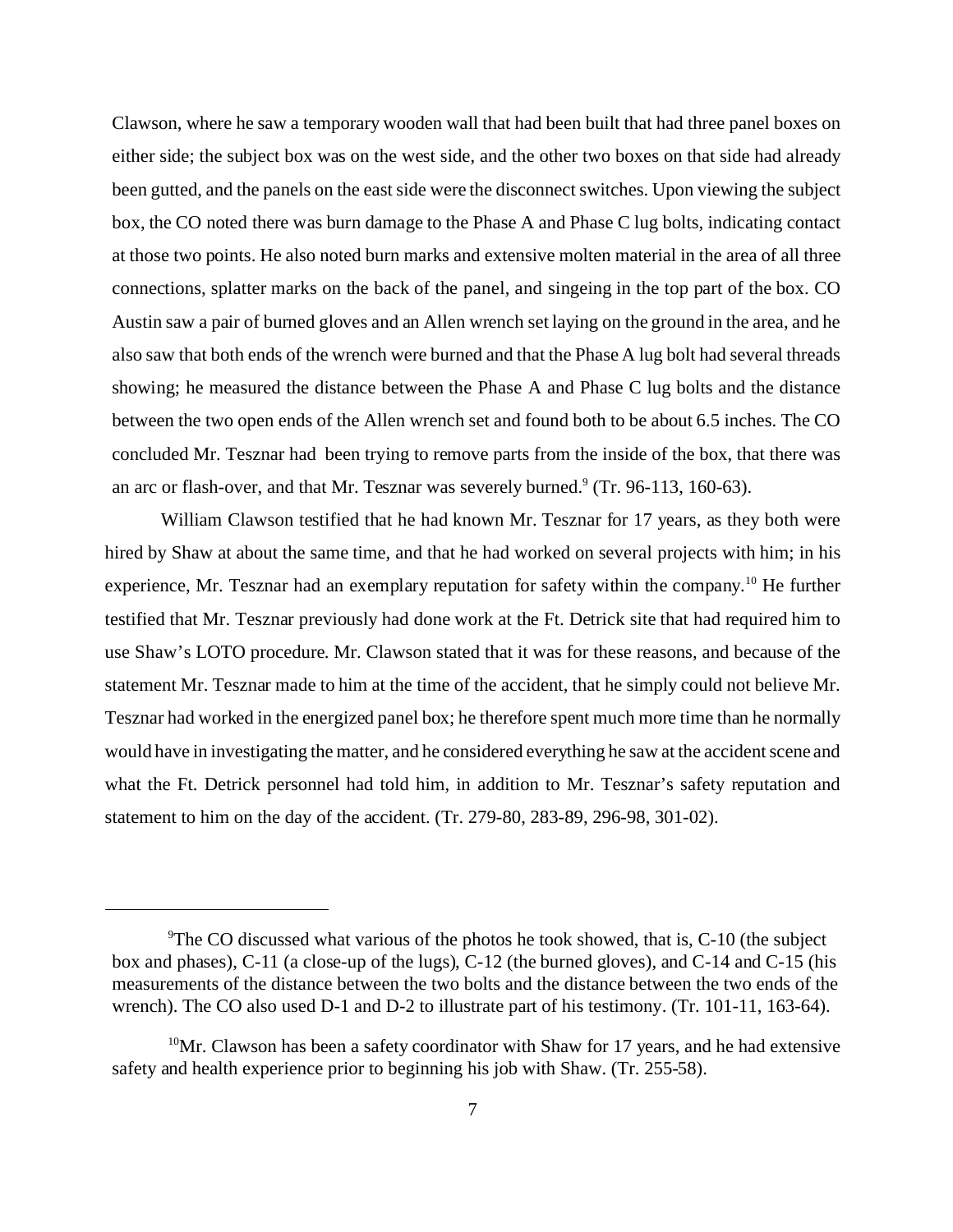Clawson, where he saw a temporary wooden wall that had been built that had three panel boxes on either side; the subject box was on the west side, and the other two boxes on that side had already been gutted, and the panels on the east side were the disconnect switches. Upon viewing the subject box, the CO noted there was burn damage to the Phase A and Phase C lug bolts, indicating contact at those two points. He also noted burn marks and extensive molten material in the area of all three connections, splatter marks on the back of the panel, and singeing in the top part of the box. CO Austin saw a pair of burned gloves and an Allen wrench set laying on the ground in the area, and he also saw that both ends of the wrench were burned and that the Phase A lug bolt had several threads showing; he measured the distance between the Phase A and Phase C lug bolts and the distance between the two open ends of the Allen wrench set and found both to be about 6.5 inches. The CO concluded Mr. Tesznar had been trying to remove parts from the inside of the box, that there was an arc or flash-over, and that Mr. Tesznar was severely burned.[9] (Tr. 96-113, 160-63).

William Clawson testified that he had known Mr. Tesznar for 17 years, as they both were hired by Shaw at about the same time, and that he had worked on several projects with him; in his experience, Mr. Tesznar had an exemplary reputation for safety within the company.[10] He further testified that Mr. Tesznar previously had done work at the Ft. Detrick site that had required him to use Shaw's LOTO procedure. Mr. Clawson stated that it was for these reasons, and because of the statement Mr. Tesznar made to him at the time of the accident, that he simply could not believe Mr. Tesznar had worked in the energized panel box; he therefore spent much more time than he normally would have in investigating the matter, and he considered everything he saw at the accident scene and what the Ft. Detrick personnel had told him, in addition to Mr. Tesznar's safety reputation and statement to him on the day of the accident. (Tr. 279-80, 283-89, 296-98, 301-02).

---

[9]The CO discussed what various of the photos he took showed, that is, C-10 (the subject box and phases), C-11 (a close-up of the lugs), C-12 (the burned gloves), and C-14 and C-15 (his measurements of the distance between the two bolts and the distance between the two ends of the wrench). The CO also used D-1 and D-2 to illustrate part of his testimony. (Tr. 101-11, 163-64).

[10]Mr. Clawson has been a safety coordinator with Shaw for 17 years, and he had extensive safety and health experience prior to beginning his job with Shaw. (Tr. 255-58).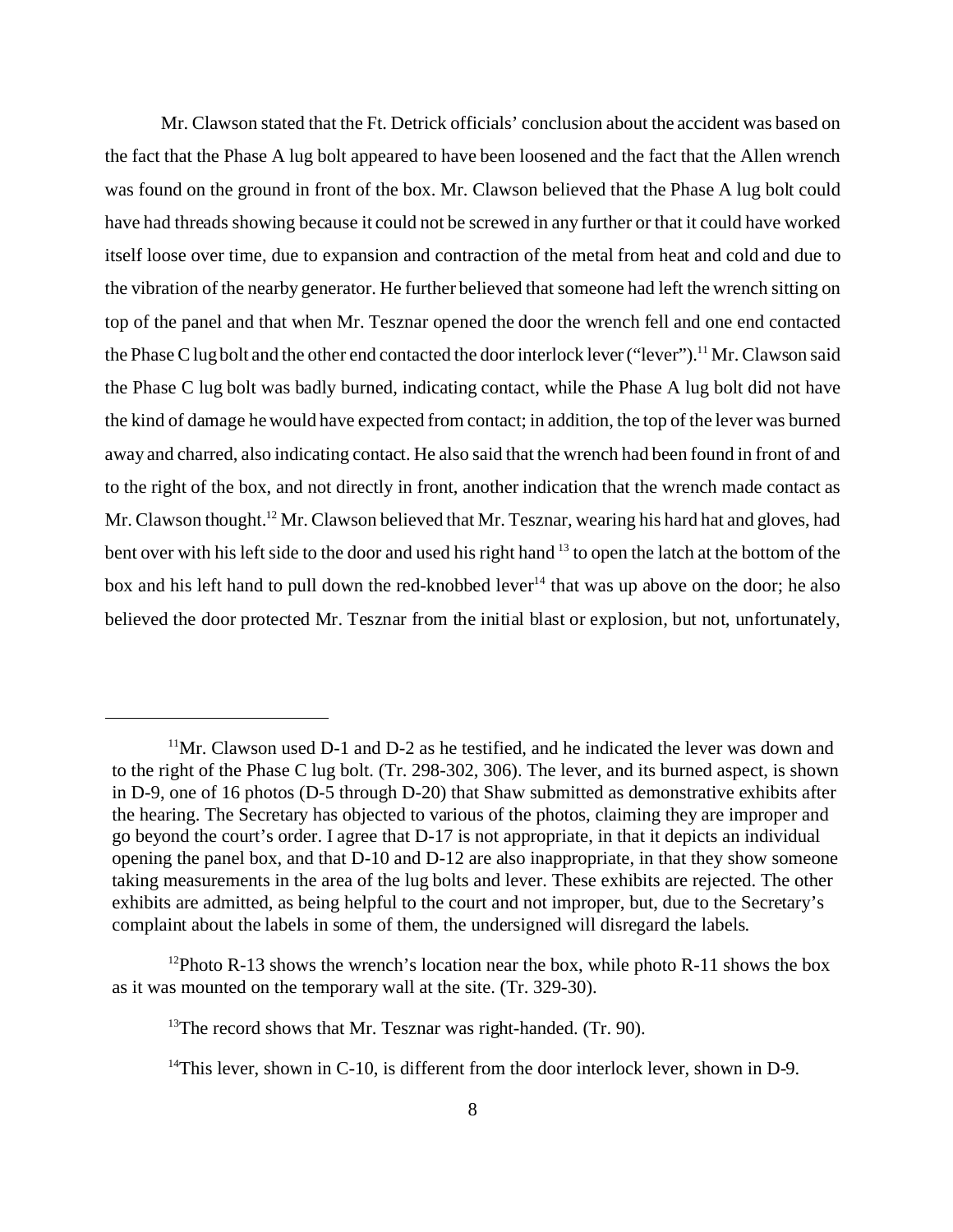Mr. Clawson stated that the Ft. Detrick officials' conclusion about the accident was based on the fact that the Phase A lug bolt appeared to have been loosened and the fact that the Allen wrench was found on the ground in front of the box. Mr. Clawson believed that the Phase A lug bolt could have had threads showing because it could not be screwed in any further or that it could have worked itself loose over time, due to expansion and contraction of the metal from heat and cold and due to the vibration of the nearby generator. He further believed that someone had left the wrench sitting on top of the panel and that when Mr. Tesznar opened the door the wrench fell and one end contacted the Phase C lug bolt and the other end contacted the door interlock lever ("lever").[11] Mr. Clawson said the Phase C lug bolt was badly burned, indicating contact, while the Phase A lug bolt did not have the kind of damage he would have expected from contact; in addition, the top of the lever was burned away and charred, also indicating contact. He also said that the wrench had been found in front of and to the right of the box, and not directly in front, another indication that the wrench made contact as Mr. Clawson thought.[12] Mr. Clawson believed that Mr. Tesznar, wearing his hard hat and gloves, had bent over with his left side to the door and used his right hand [13] to open the latch at the bottom of the box and his left hand to pull down the red-knobbed lever[14] that was up above on the door; he also believed the door protected Mr. Tesznar from the initial blast or explosion, but not, unfortunately,

---

[11]Mr. Clawson used D-1 and D-2 as he testified, and he indicated the lever was down and to the right of the Phase C lug bolt. (Tr. 298-302, 306). The lever, and its burned aspect, is shown in D-9, one of 16 photos (D-5 through D-20) that Shaw submitted as demonstrative exhibits after the hearing. The Secretary has objected to various of the photos, claiming they are improper and go beyond the court's order. I agree that D-17 is not appropriate, in that it depicts an individual opening the panel box, and that D-10 and D-12 are also inappropriate, in that they show someone taking measurements in the area of the lug bolts and lever. These exhibits are rejected. The other exhibits are admitted, as being helpful to the court and not improper, but, due to the Secretary's complaint about the labels in some of them, the undersigned will disregard the labels.

[12]Photo R-13 shows the wrench's location near the box, while photo R-11 shows the box as it was mounted on the temporary wall at the site. (Tr. 329-30).

[13]The record shows that Mr. Tesznar was right-handed. (Tr. 90).

[14]This lever, shown in C-10, is different from the door interlock lever, shown in D-9.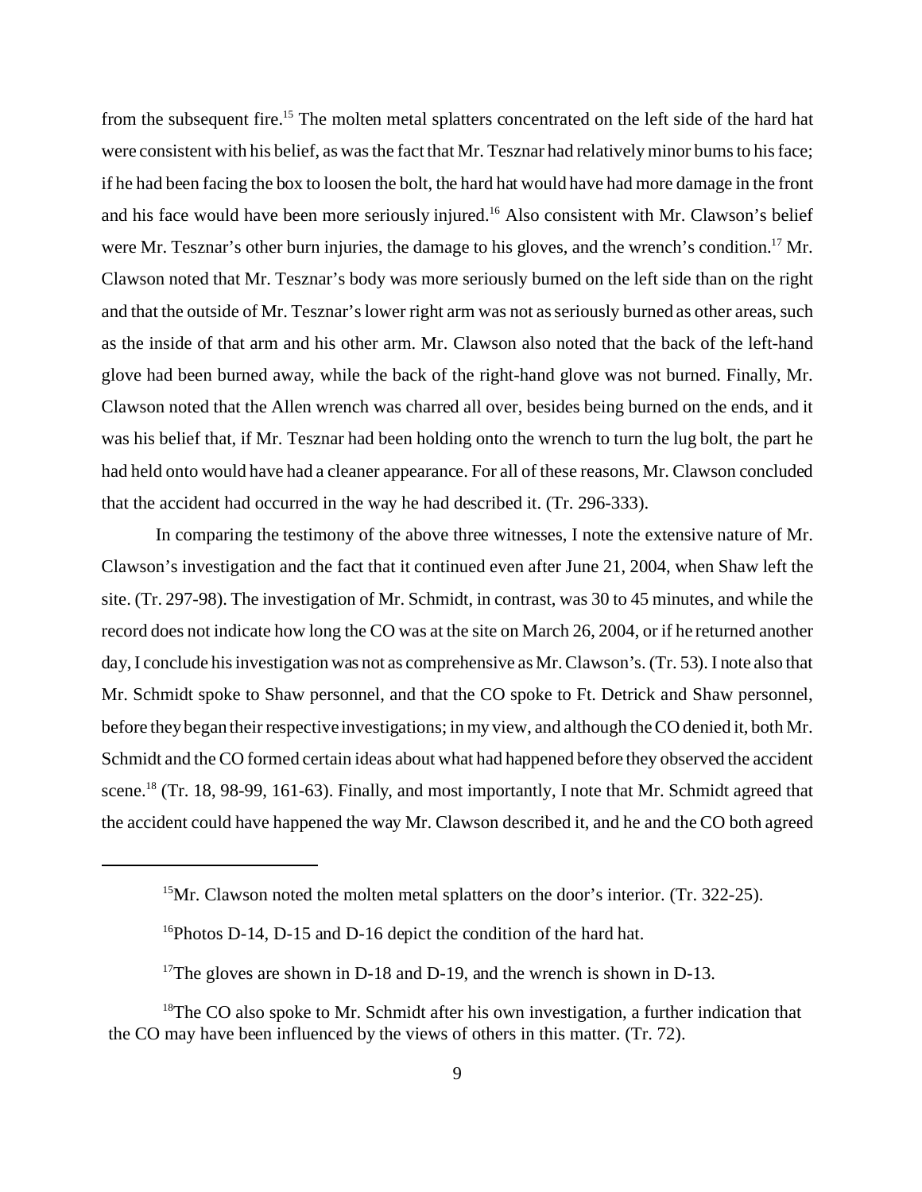from the subsequent fire.[15] The molten metal splatters concentrated on the left side of the hard hat were consistent with his belief, as was the fact that Mr. Tesznar had relatively minor burns to his face; if he had been facing the box to loosen the bolt, the hard hat would have had more damage in the front and his face would have been more seriously injured.[16] Also consistent with Mr. Clawson's belief were Mr. Tesznar's other burn injuries, the damage to his gloves, and the wrench's condition.[17] Mr. Clawson noted that Mr. Tesznar's body was more seriously burned on the left side than on the right and that the outside of Mr. Tesznar's lower right arm was not as seriously burned as other areas, such as the inside of that arm and his other arm. Mr. Clawson also noted that the back of the left-hand glove had been burned away, while the back of the right-hand glove was not burned. Finally, Mr. Clawson noted that the Allen wrench was charred all over, besides being burned on the ends, and it was his belief that, if Mr. Tesznar had been holding onto the wrench to turn the lug bolt, the part he had held onto would have had a cleaner appearance. For all of these reasons, Mr. Clawson concluded that the accident had occurred in the way he had described it. (Tr. 296-333).

In comparing the testimony of the above three witnesses, I note the extensive nature of Mr. Clawson's investigation and the fact that it continued even after June 21, 2004, when Shaw left the site. (Tr. 297-98). The investigation of Mr. Schmidt, in contrast, was 30 to 45 minutes, and while the record does not indicate how long the CO was at the site on March 26, 2004, or if he returned another day, I conclude his investigation was not as comprehensive as Mr. Clawson's. (Tr. 53). I note also that Mr. Schmidt spoke to Shaw personnel, and that the CO spoke to Ft. Detrick and Shaw personnel, before they began their respective investigations; in my view, and although the CO denied it, both Mr. Schmidt and the CO formed certain ideas about what had happened before they observed the accident scene.[18] (Tr. 18, 98-99, 161-63). Finally, and most importantly, I note that Mr. Schmidt agreed that the accident could have happened the way Mr. Clawson described it, and he and the CO both agreed

---

[15] Mr. Clawson noted the molten metal splatters on the door's interior. (Tr. 322-25).

[16] Photos D-14, D-15 and D-16 depict the condition of the hard hat.

[17] The gloves are shown in D-18 and D-19, and the wrench is shown in D-13.

[18] The CO also spoke to Mr. Schmidt after his own investigation, a further indication that the CO may have been influenced by the views of others in this matter. (Tr. 72).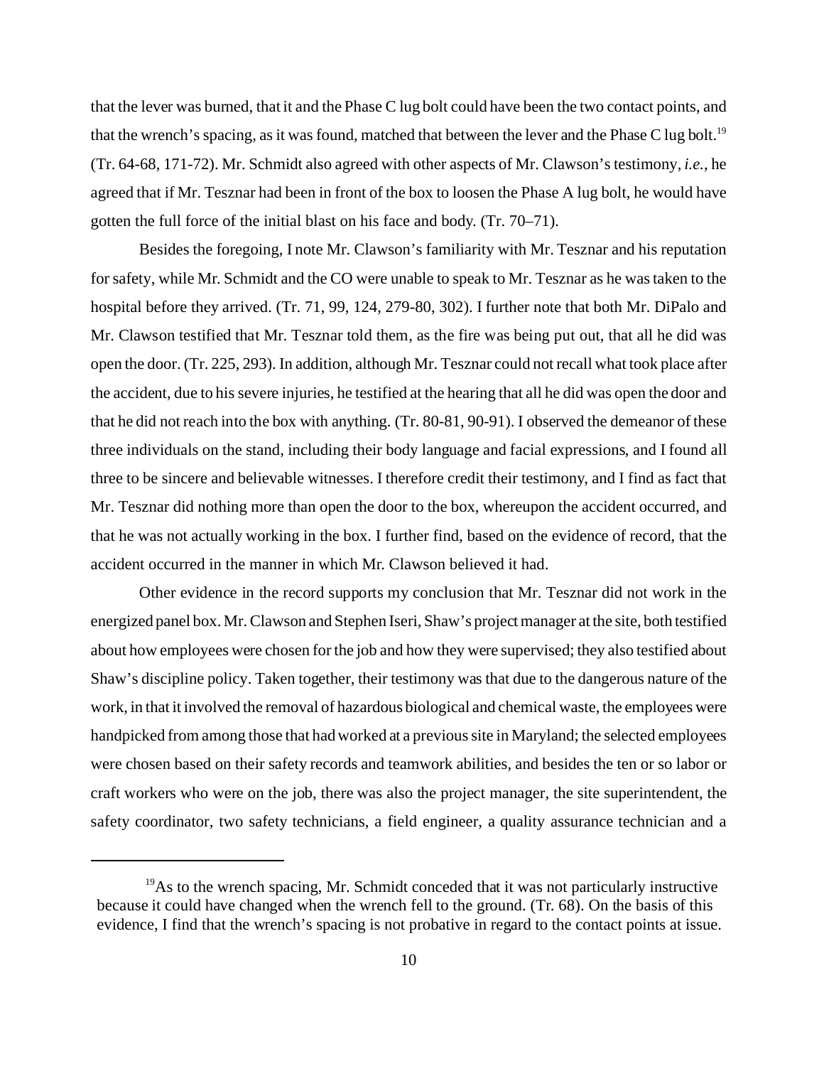that the lever was burned, that it and the Phase C lug bolt could have been the two contact points, and that the wrench's spacing, as it was found, matched that between the lever and the Phase C lug bolt.[19] (Tr. 64-68, 171-72). Mr. Schmidt also agreed with other aspects of Mr. Clawson's testimony, *i.e.*, he agreed that if Mr. Tesznar had been in front of the box to loosen the Phase A lug bolt, he would have gotten the full force of the initial blast on his face and body. (Tr. 70–71).

Besides the foregoing, I note Mr. Clawson's familiarity with Mr. Tesznar and his reputation for safety, while Mr. Schmidt and the CO were unable to speak to Mr. Tesznar as he was taken to the hospital before they arrived. (Tr. 71, 99, 124, 279-80, 302). I further note that both Mr. DiPalo and Mr. Clawson testified that Mr. Tesznar told them, as the fire was being put out, that all he did was open the door. (Tr. 225, 293). In addition, although Mr. Tesznar could not recall what took place after the accident, due to his severe injuries, he testified at the hearing that all he did was open the door and that he did not reach into the box with anything. (Tr. 80-81, 90-91). I observed the demeanor of these three individuals on the stand, including their body language and facial expressions, and I found all three to be sincere and believable witnesses. I therefore credit their testimony, and I find as fact that Mr. Tesznar did nothing more than open the door to the box, whereupon the accident occurred, and that he was not actually working in the box. I further find, based on the evidence of record, that the accident occurred in the manner in which Mr. Clawson believed it had.

Other evidence in the record supports my conclusion that Mr. Tesznar did not work in the energized panel box. Mr. Clawson and Stephen Iseri, Shaw's project manager at the site, both testified about how employees were chosen for the job and how they were supervised; they also testified about Shaw's discipline policy. Taken together, their testimony was that due to the dangerous nature of the work, in that it involved the removal of hazardous biological and chemical waste, the employees were handpicked from among those that had worked at a previous site in Maryland; the selected employees were chosen based on their safety records and teamwork abilities, and besides the ten or so labor or craft workers who were on the job, there was also the project manager, the site superintendent, the safety coordinator, two safety technicians, a field engineer, a quality assurance technician and a

[19] As to the wrench spacing, Mr. Schmidt conceded that it was not particularly instructive because it could have changed when the wrench fell to the ground. (Tr. 68). On the basis of this evidence, I find that the wrench's spacing is not probative in regard to the contact points at issue.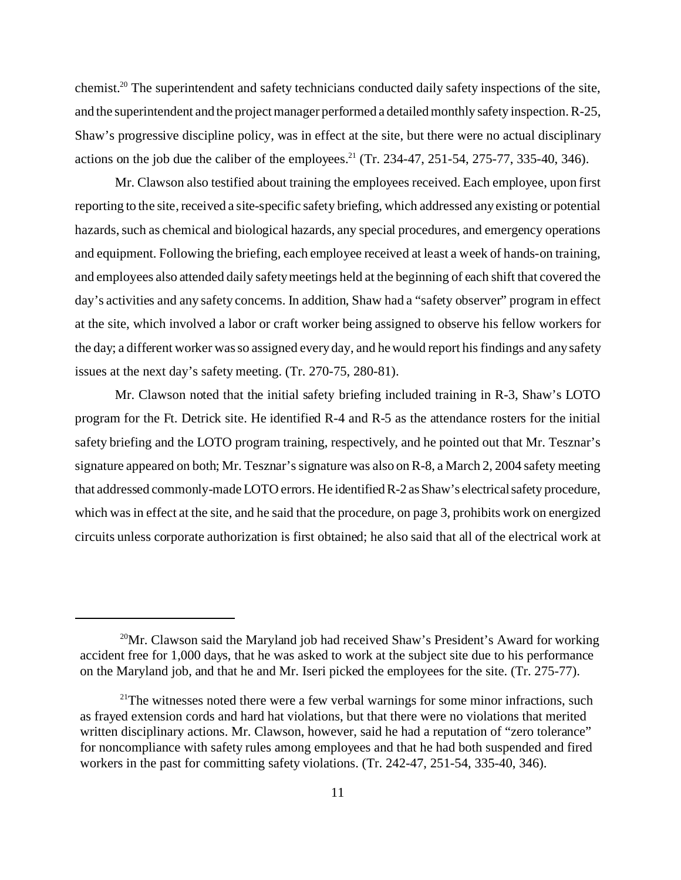chemist.[20] The superintendent and safety technicians conducted daily safety inspections of the site, and the superintendent and the project manager performed a detailed monthly safety inspection. R-25, Shaw's progressive discipline policy, was in effect at the site, but there were no actual disciplinary actions on the job due the caliber of the employees.[21] (Tr. 234-47, 251-54, 275-77, 335-40, 346).

Mr. Clawson also testified about training the employees received. Each employee, upon first reporting to the site, received a site-specific safety briefing, which addressed any existing or potential hazards, such as chemical and biological hazards, any special procedures, and emergency operations and equipment. Following the briefing, each employee received at least a week of hands-on training, and employees also attended daily safety meetings held at the beginning of each shift that covered the day's activities and any safety concerns. In addition, Shaw had a "safety observer" program in effect at the site, which involved a labor or craft worker being assigned to observe his fellow workers for the day; a different worker was so assigned every day, and he would report his findings and any safety issues at the next day's safety meeting. (Tr. 270-75, 280-81).

Mr. Clawson noted that the initial safety briefing included training in R-3, Shaw's LOTO program for the Ft. Detrick site. He identified R-4 and R-5 as the attendance rosters for the initial safety briefing and the LOTO program training, respectively, and he pointed out that Mr. Tesznar's signature appeared on both; Mr. Tesznar's signature was also on R-8, a March 2, 2004 safety meeting that addressed commonly-made LOTO errors. He identified R-2 as Shaw's electrical safety procedure, which was in effect at the site, and he said that the procedure, on page 3, prohibits work on energized circuits unless corporate authorization is first obtained; he also said that all of the electrical work at

---

[20] Mr. Clawson said the Maryland job had received Shaw's President's Award for working accident free for 1,000 days, that he was asked to work at the subject site due to his performance on the Maryland job, and that he and Mr. Iseri picked the employees for the site. (Tr. 275-77).

[21] The witnesses noted there were a few verbal warnings for some minor infractions, such as frayed extension cords and hard hat violations, but that there were no violations that merited written disciplinary actions. Mr. Clawson, however, said he had a reputation of "zero tolerance" for noncompliance with safety rules among employees and that he had both suspended and fired workers in the past for committing safety violations. (Tr. 242-47, 251-54, 335-40, 346).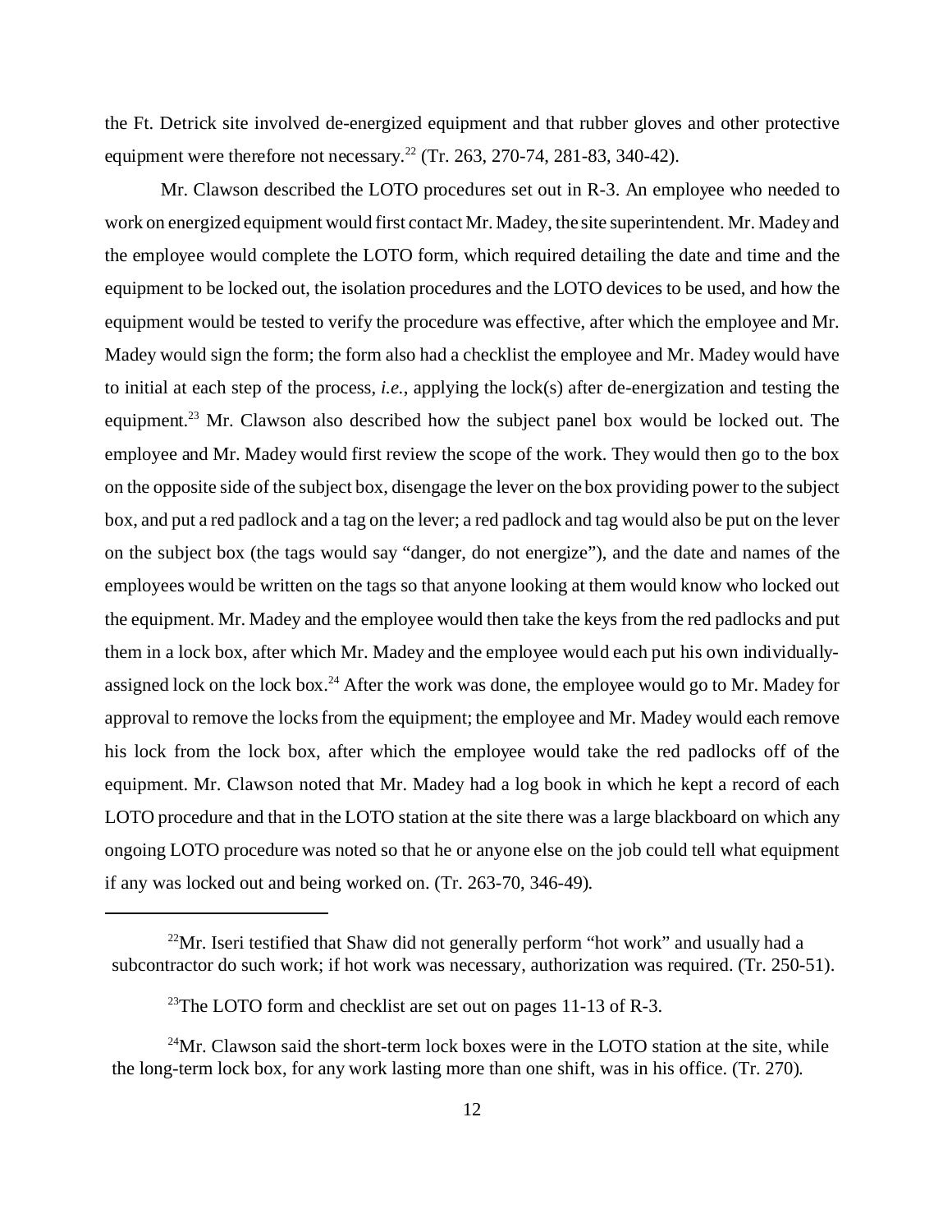the Ft. Detrick site involved de-energized equipment and that rubber gloves and other protective equipment were therefore not necessary.[22] (Tr. 263, 270-74, 281-83, 340-42).

Mr. Clawson described the LOTO procedures set out in R-3. An employee who needed to work on energized equipment would first contact Mr. Madey, the site superintendent. Mr. Madey and the employee would complete the LOTO form, which required detailing the date and time and the equipment to be locked out, the isolation procedures and the LOTO devices to be used, and how the equipment would be tested to verify the procedure was effective, after which the employee and Mr. Madey would sign the form; the form also had a checklist the employee and Mr. Madey would have to initial at each step of the process, *i.e.*, applying the lock(s) after de-energization and testing the equipment.[23] Mr. Clawson also described how the subject panel box would be locked out. The employee and Mr. Madey would first review the scope of the work. They would then go to the box on the opposite side of the subject box, disengage the lever on the box providing power to the subject box, and put a red padlock and a tag on the lever; a red padlock and tag would also be put on the lever on the subject box (the tags would say "danger, do not energize"), and the date and names of the employees would be written on the tags so that anyone looking at them would know who locked out the equipment. Mr. Madey and the employee would then take the keys from the red padlocks and put them in a lock box, after which Mr. Madey and the employee would each put his own individually-assigned lock on the lock box.[24] After the work was done, the employee would go to Mr. Madey for approval to remove the locks from the equipment; the employee and Mr. Madey would each remove his lock from the lock box, after which the employee would take the red padlocks off of the equipment. Mr. Clawson noted that Mr. Madey had a log book in which he kept a record of each LOTO procedure and that in the LOTO station at the site there was a large blackboard on which any ongoing LOTO procedure was noted so that he or anyone else on the job could tell what equipment if any was locked out and being worked on. (Tr. 263-70, 346-49).

---

[22]Mr. Iseri testified that Shaw did not generally perform "hot work" and usually had a subcontractor do such work; if hot work was necessary, authorization was required. (Tr. 250-51).

[23]The LOTO form and checklist are set out on pages 11-13 of R-3.

[24]Mr. Clawson said the short-term lock boxes were in the LOTO station at the site, while the long-term lock box, for any work lasting more than one shift, was in his office. (Tr. 270).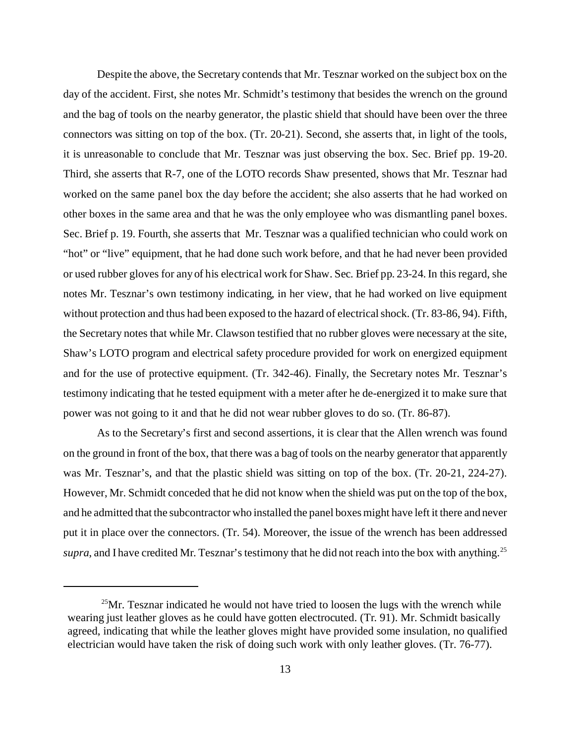Despite the above, the Secretary contends that Mr. Tesznar worked on the subject box on the day of the accident. First, she notes Mr. Schmidt's testimony that besides the wrench on the ground and the bag of tools on the nearby generator, the plastic shield that should have been over the three connectors was sitting on top of the box. (Tr. 20-21). Second, she asserts that, in light of the tools, it is unreasonable to conclude that Mr. Tesznar was just observing the box. Sec. Brief pp. 19-20. Third, she asserts that R-7, one of the LOTO records Shaw presented, shows that Mr. Tesznar had worked on the same panel box the day before the accident; she also asserts that he had worked on other boxes in the same area and that he was the only employee who was dismantling panel boxes. Sec. Brief p. 19. Fourth, she asserts that Mr. Tesznar was a qualified technician who could work on "hot" or "live" equipment, that he had done such work before, and that he had never been provided or used rubber gloves for any of his electrical work for Shaw. Sec. Brief pp. 23-24. In this regard, she notes Mr. Tesznar's own testimony indicating, in her view, that he had worked on live equipment without protection and thus had been exposed to the hazard of electrical shock. (Tr. 83-86, 94). Fifth, the Secretary notes that while Mr. Clawson testified that no rubber gloves were necessary at the site, Shaw's LOTO program and electrical safety procedure provided for work on energized equipment and for the use of protective equipment. (Tr. 342-46). Finally, the Secretary notes Mr. Tesznar's testimony indicating that he tested equipment with a meter after he de-energized it to make sure that power was not going to it and that he did not wear rubber gloves to do so. (Tr. 86-87).

As to the Secretary's first and second assertions, it is clear that the Allen wrench was found on the ground in front of the box, that there was a bag of tools on the nearby generator that apparently was Mr. Tesznar's, and that the plastic shield was sitting on top of the box. (Tr. 20-21, 224-27). However, Mr. Schmidt conceded that he did not know when the shield was put on the top of the box, and he admitted that the subcontractor who installed the panel boxes might have left it there and never put it in place over the connectors. (Tr. 54). Moreover, the issue of the wrench has been addressed *supra*, and I have credited Mr. Tesznar's testimony that he did not reach into the box with anything.[25]

[25] Mr. Tesznar indicated he would not have tried to loosen the lugs with the wrench while wearing just leather gloves as he could have gotten electrocuted. (Tr. 91). Mr. Schmidt basically agreed, indicating that while the leather gloves might have provided some insulation, no qualified electrician would have taken the risk of doing such work with only leather gloves. (Tr. 76-77).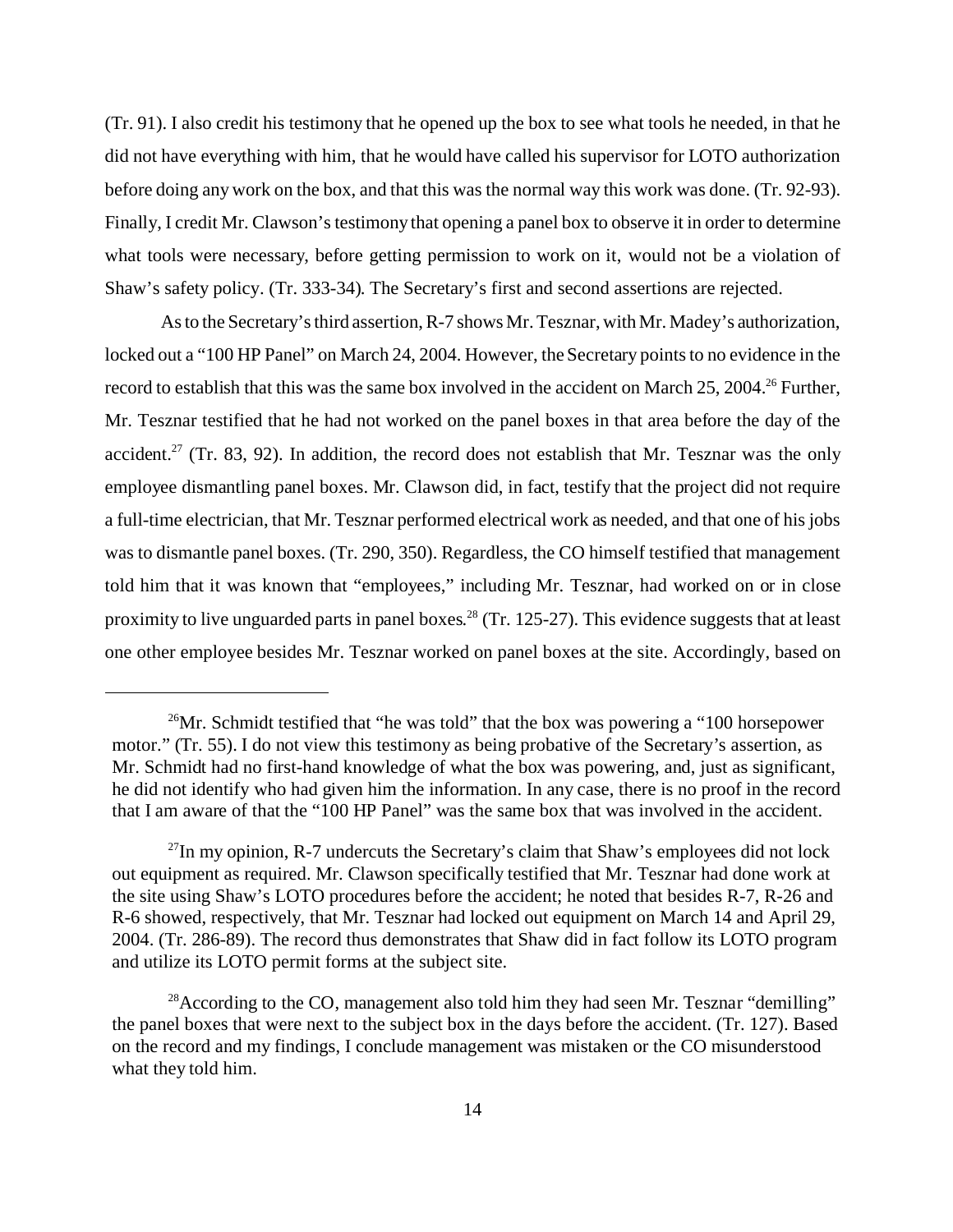(Tr. 91). I also credit his testimony that he opened up the box to see what tools he needed, in that he did not have everything with him, that he would have called his supervisor for LOTO authorization before doing any work on the box, and that this was the normal way this work was done. (Tr. 92-93). Finally, I credit Mr. Clawson's testimony that opening a panel box to observe it in order to determine what tools were necessary, before getting permission to work on it, would not be a violation of Shaw's safety policy. (Tr. 333-34). The Secretary's first and second assertions are rejected.

As to the Secretary's third assertion, R-7 shows Mr. Tesznar, with Mr. Madey's authorization, locked out a "100 HP Panel" on March 24, 2004. However, the Secretary points to no evidence in the record to establish that this was the same box involved in the accident on March 25, 2004.[26] Further, Mr. Tesznar testified that he had not worked on the panel boxes in that area before the day of the accident.[27] (Tr. 83, 92). In addition, the record does not establish that Mr. Tesznar was the only employee dismantling panel boxes. Mr. Clawson did, in fact, testify that the project did not require a full-time electrician, that Mr. Tesznar performed electrical work as needed, and that one of his jobs was to dismantle panel boxes. (Tr. 290, 350). Regardless, the CO himself testified that management told him that it was known that "employees," including Mr. Tesznar, had worked on or in close proximity to live unguarded parts in panel boxes.[28] (Tr. 125-27). This evidence suggests that at least one other employee besides Mr. Tesznar worked on panel boxes at the site. Accordingly, based on

---

[26]Mr. Schmidt testified that "he was told" that the box was powering a "100 horsepower motor." (Tr. 55). I do not view this testimony as being probative of the Secretary's assertion, as Mr. Schmidt had no first-hand knowledge of what the box was powering, and, just as significant, he did not identify who had given him the information. In any case, there is no proof in the record that I am aware of that the "100 HP Panel" was the same box that was involved in the accident.

[27]In my opinion, R-7 undercuts the Secretary's claim that Shaw's employees did not lock out equipment as required. Mr. Clawson specifically testified that Mr. Tesznar had done work at the site using Shaw's LOTO procedures before the accident; he noted that besides R-7, R-26 and R-6 showed, respectively, that Mr. Tesznar had locked out equipment on March 14 and April 29, 2004. (Tr. 286-89). The record thus demonstrates that Shaw did in fact follow its LOTO program and utilize its LOTO permit forms at the subject site.

[28]According to the CO, management also told him they had seen Mr. Tesznar "demilling" the panel boxes that were next to the subject box in the days before the accident. (Tr. 127). Based on the record and my findings, I conclude management was mistaken or the CO misunderstood what they told him.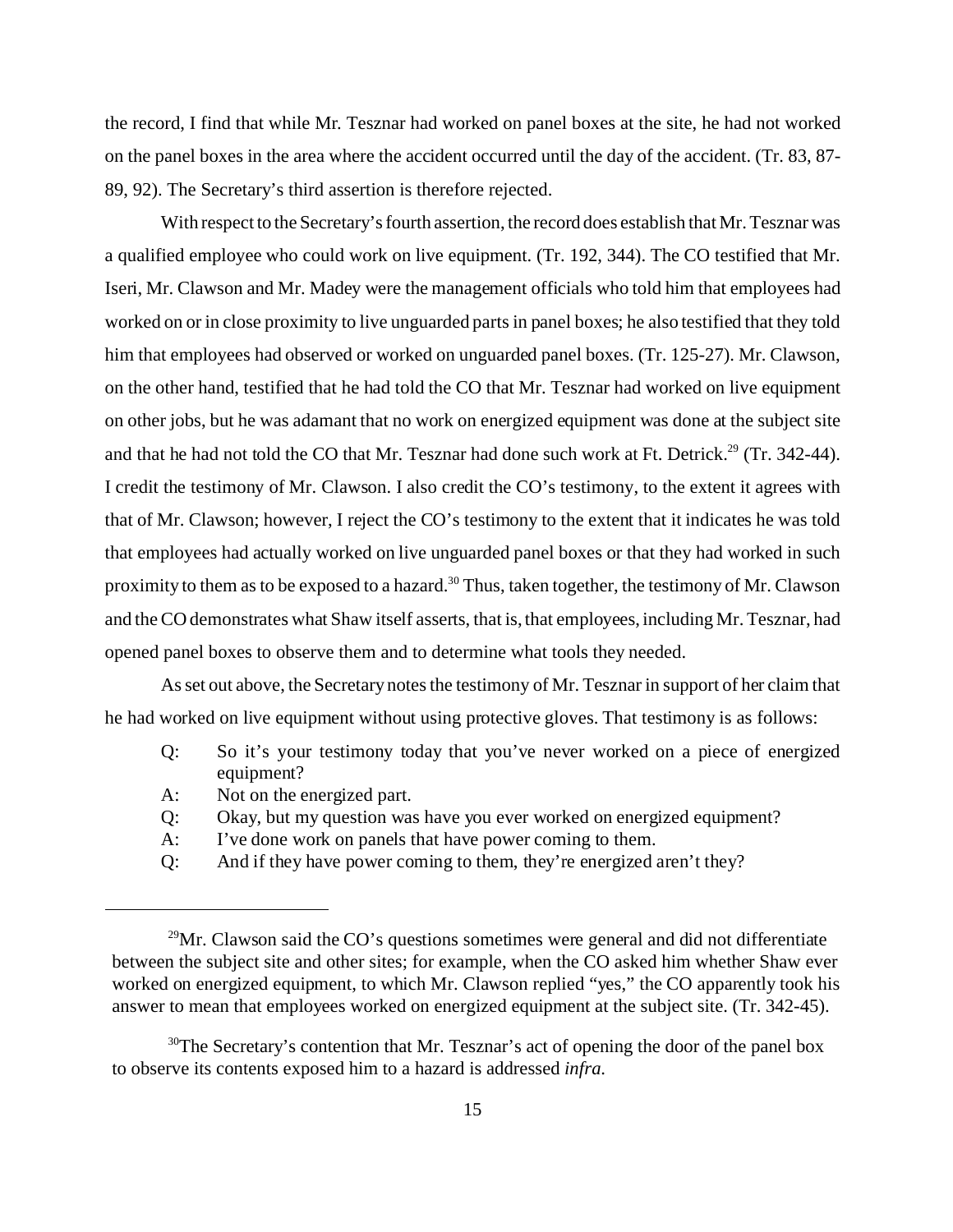the record, I find that while Mr. Tesznar had worked on panel boxes at the site, he had not worked on the panel boxes in the area where the accident occurred until the day of the accident. (Tr. 83, 87-89, 92). The Secretary's third assertion is therefore rejected.

With respect to the Secretary's fourth assertion, the record does establish that Mr. Tesznar was a qualified employee who could work on live equipment. (Tr. 192, 344). The CO testified that Mr. Iseri, Mr. Clawson and Mr. Madey were the management officials who told him that employees had worked on or in close proximity to live unguarded parts in panel boxes; he also testified that they told him that employees had observed or worked on unguarded panel boxes. (Tr. 125-27). Mr. Clawson, on the other hand, testified that he had told the CO that Mr. Tesznar had worked on live equipment on other jobs, but he was adamant that no work on energized equipment was done at the subject site and that he had not told the CO that Mr. Tesznar had done such work at Ft. Detrick.[29] (Tr. 342-44). I credit the testimony of Mr. Clawson. I also credit the CO's testimony, to the extent it agrees with that of Mr. Clawson; however, I reject the CO's testimony to the extent that it indicates he was told that employees had actually worked on live unguarded panel boxes or that they had worked in such proximity to them as to be exposed to a hazard.[30] Thus, taken together, the testimony of Mr. Clawson and the CO demonstrates what Shaw itself asserts, that is, that employees, including Mr. Tesznar, had opened panel boxes to observe them and to determine what tools they needed.

As set out above, the Secretary notes the testimony of Mr. Tesznar in support of her claim that he had worked on live equipment without using protective gloves. That testimony is as follows:

> Q: So it's your testimony today that you've never worked on a piece of energized equipment?
>
> A: Not on the energized part.
>
> Q: Okay, but my question was have you ever worked on energized equipment?
>
> A: I've done work on panels that have power coming to them.
>
> Q: And if they have power coming to them, they're energized aren't they?

---

[29] Mr. Clawson said the CO's questions sometimes were general and did not differentiate between the subject site and other sites; for example, when the CO asked him whether Shaw ever worked on energized equipment, to which Mr. Clawson replied "yes," the CO apparently took his answer to mean that employees worked on energized equipment at the subject site. (Tr. 342-45).

[30] The Secretary's contention that Mr. Tesznar's act of opening the door of the panel box to observe its contents exposed him to a hazard is addressed *infra.*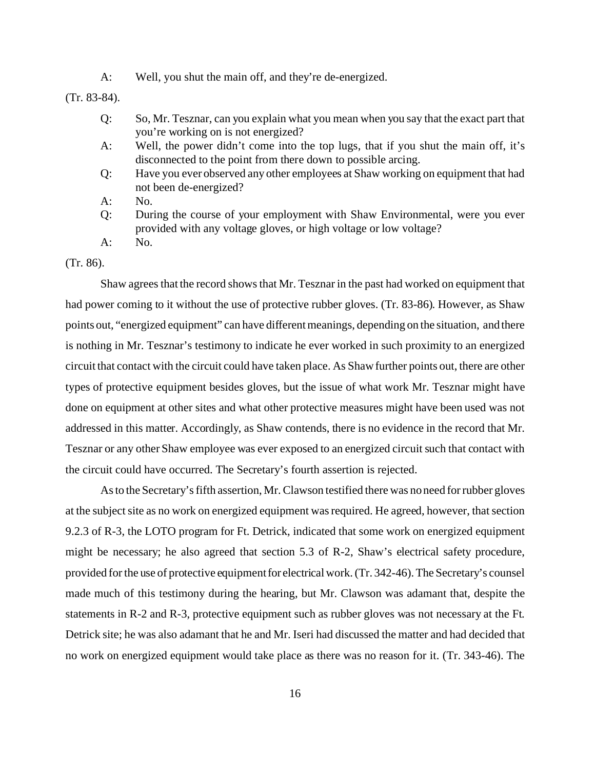A: Well, you shut the main off, and they're de-energized.

(Tr. 83-84).

Q: So, Mr. Tesznar, can you explain what you mean when you say that the exact part that you're working on is not energized?

A: Well, the power didn't come into the top lugs, that if you shut the main off, it's disconnected to the point from there down to possible arcing.

Q: Have you ever observed any other employees at Shaw working on equipment that had not been de-energized?

A: No.

Q: During the course of your employment with Shaw Environmental, were you ever provided with any voltage gloves, or high voltage or low voltage?

A: No.

(Tr. 86).

Shaw agrees that the record shows that Mr. Tesznar in the past had worked on equipment that had power coming to it without the use of protective rubber gloves. (Tr. 83-86). However, as Shaw points out, "energized equipment" can have different meanings, depending on the situation, and there is nothing in Mr. Tesznar's testimony to indicate he ever worked in such proximity to an energized circuit that contact with the circuit could have taken place. As Shaw further points out, there are other types of protective equipment besides gloves, but the issue of what work Mr. Tesznar might have done on equipment at other sites and what other protective measures might have been used was not addressed in this matter. Accordingly, as Shaw contends, there is no evidence in the record that Mr. Tesznar or any other Shaw employee was ever exposed to an energized circuit such that contact with the circuit could have occurred. The Secretary's fourth assertion is rejected.

As to the Secretary's fifth assertion, Mr. Clawson testified there was no need for rubber gloves at the subject site as no work on energized equipment was required. He agreed, however, that section 9.2.3 of R-3, the LOTO program for Ft. Detrick, indicated that some work on energized equipment might be necessary; he also agreed that section 5.3 of R-2, Shaw's electrical safety procedure, provided for the use of protective equipment for electrical work. (Tr. 342-46). The Secretary's counsel made much of this testimony during the hearing, but Mr. Clawson was adamant that, despite the statements in R-2 and R-3, protective equipment such as rubber gloves was not necessary at the Ft. Detrick site; he was also adamant that he and Mr. Iseri had discussed the matter and had decided that no work on energized equipment would take place as there was no reason for it. (Tr. 343-46). The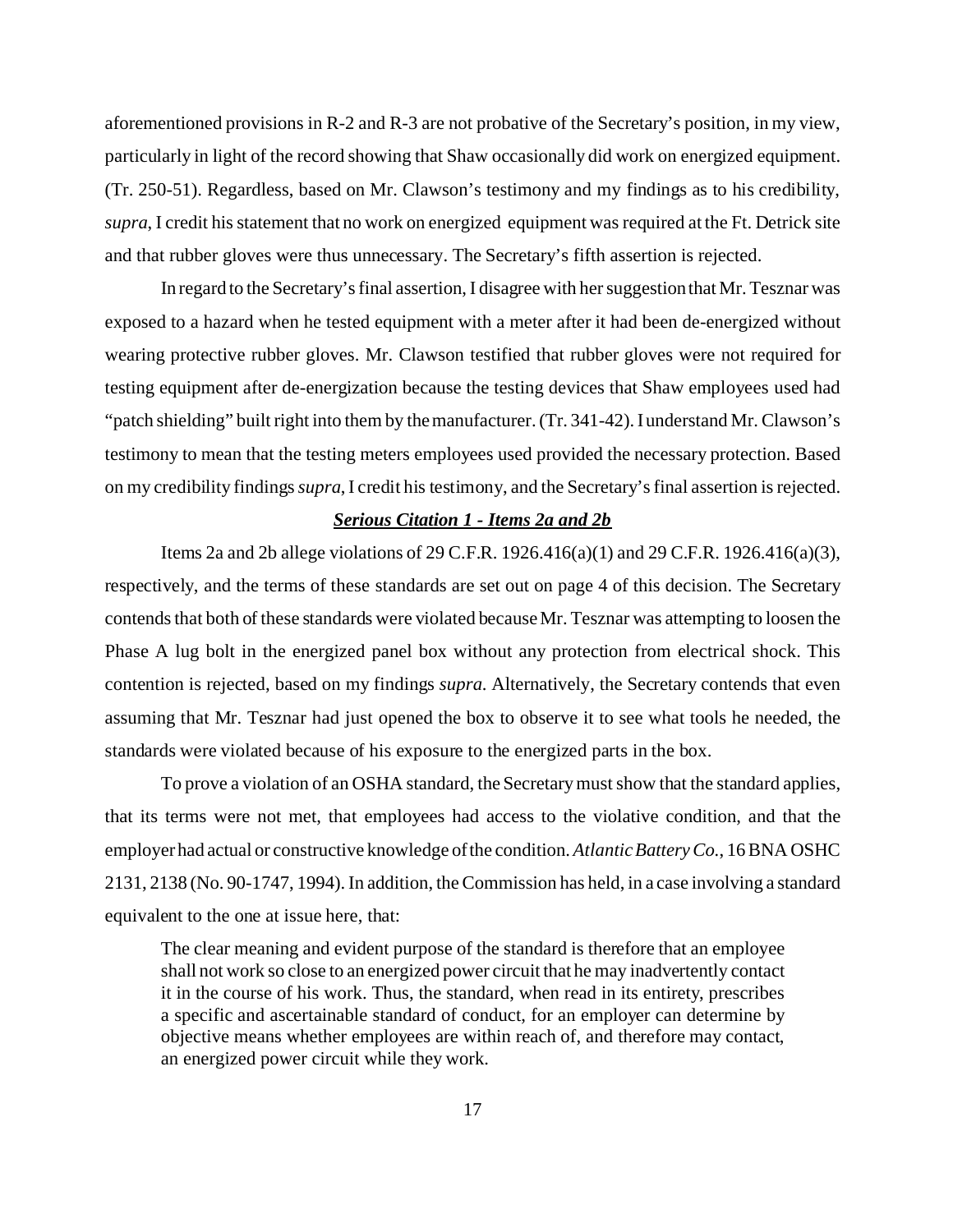aforementioned provisions in R-2 and R-3 are not probative of the Secretary's position, in my view, particularly in light of the record showing that Shaw occasionally did work on energized equipment. (Tr. 250-51). Regardless, based on Mr. Clawson's testimony and my findings as to his credibility, *supra*, I credit his statement that no work on energized equipment was required at the Ft. Detrick site and that rubber gloves were thus unnecessary. The Secretary's fifth assertion is rejected.

In regard to the Secretary's final assertion, I disagree with her suggestion that Mr. Tesznar was exposed to a hazard when he tested equipment with a meter after it had been de-energized without wearing protective rubber gloves. Mr. Clawson testified that rubber gloves were not required for testing equipment after de-energization because the testing devices that Shaw employees used had "patch shielding" built right into them by the manufacturer. (Tr. 341-42). I understand Mr. Clawson's testimony to mean that the testing meters employees used provided the necessary protection. Based on my credibility findings *supra*, I credit his testimony, and the Secretary's final assertion is rejected.

## ***Serious Citation 1 - Items 2a and 2b***

Items 2a and 2b allege violations of 29 C.F.R. 1926.416(a)(1) and 29 C.F.R. 1926.416(a)(3), respectively, and the terms of these standards are set out on page 4 of this decision. The Secretary contends that both of these standards were violated because Mr. Tesznar was attempting to loosen the Phase A lug bolt in the energized panel box without any protection from electrical shock. This contention is rejected, based on my findings *supra*. Alternatively, the Secretary contends that even assuming that Mr. Tesznar had just opened the box to observe it to see what tools he needed, the standards were violated because of his exposure to the energized parts in the box.

To prove a violation of an OSHA standard, the Secretary must show that the standard applies, that its terms were not met, that employees had access to the violative condition, and that the employer had actual or constructive knowledge of the condition. *Atlantic Battery Co.*, 16 BNA OSHC 2131, 2138 (No. 90-1747, 1994). In addition, the Commission has held, in a case involving a standard equivalent to the one at issue here, that:

> The clear meaning and evident purpose of the standard is therefore that an employee shall not work so close to an energized power circuit that he may inadvertently contact it in the course of his work. Thus, the standard, when read in its entirety, prescribes a specific and ascertainable standard of conduct, for an employer can determine by objective means whether employees are within reach of, and therefore may contact, an energized power circuit while they work.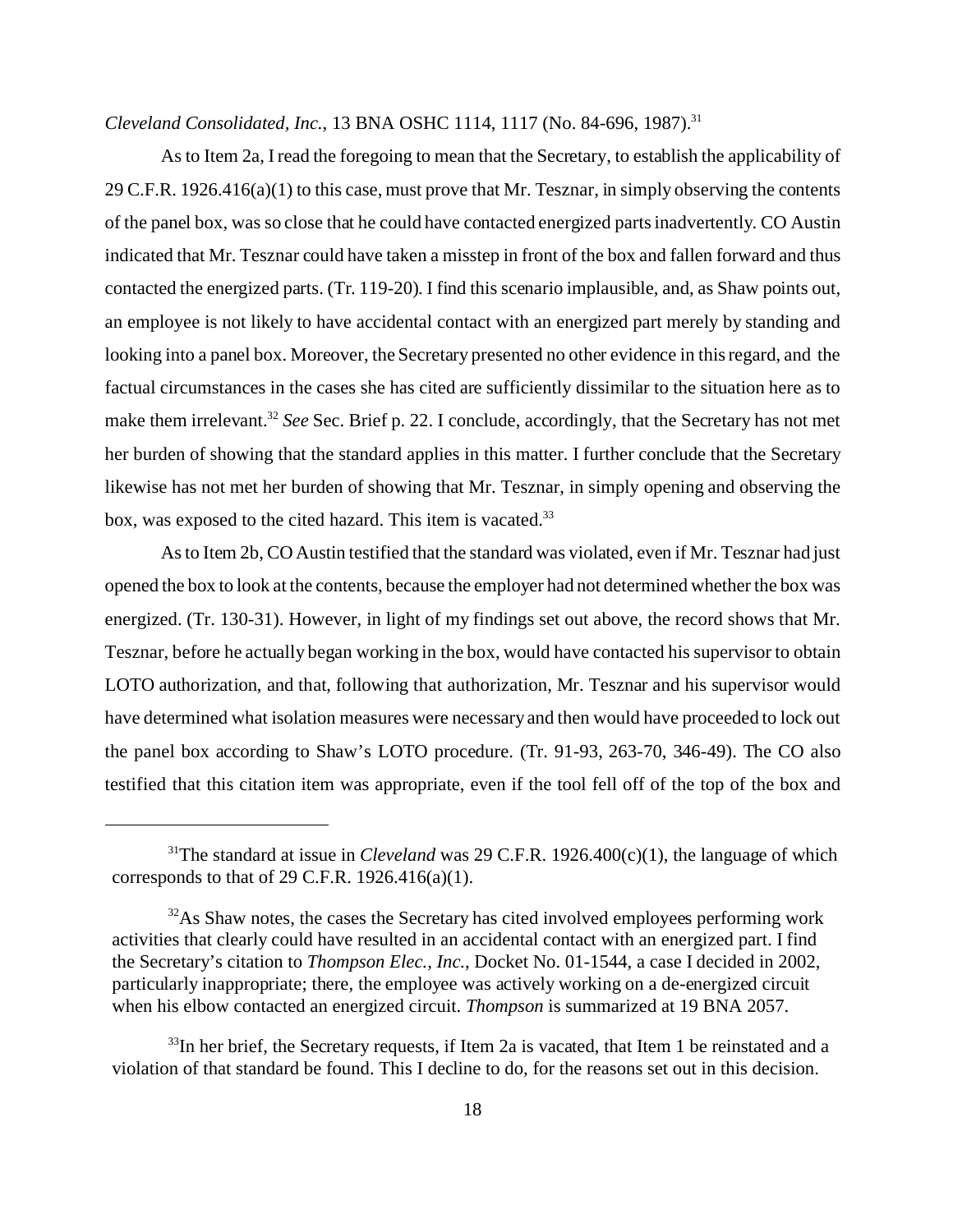*Cleveland Consolidated, Inc.*, 13 BNA OSHC 1114, 1117 (No. 84-696, 1987).[31]

As to Item 2a, I read the foregoing to mean that the Secretary, to establish the applicability of 29 C.F.R. 1926.416(a)(1) to this case, must prove that Mr. Tesznar, in simply observing the contents of the panel box, was so close that he could have contacted energized parts inadvertently. CO Austin indicated that Mr. Tesznar could have taken a misstep in front of the box and fallen forward and thus contacted the energized parts. (Tr. 119-20). I find this scenario implausible, and, as Shaw points out, an employee is not likely to have accidental contact with an energized part merely by standing and looking into a panel box. Moreover, the Secretary presented no other evidence in this regard, and the factual circumstances in the cases she has cited are sufficiently dissimilar to the situation here as to make them irrelevant.[32] *See* Sec. Brief p. 22. I conclude, accordingly, that the Secretary has not met her burden of showing that the standard applies in this matter. I further conclude that the Secretary likewise has not met her burden of showing that Mr. Tesznar, in simply opening and observing the box, was exposed to the cited hazard. This item is vacated.[33]

As to Item 2b, CO Austin testified that the standard was violated, even if Mr. Tesznar had just opened the box to look at the contents, because the employer had not determined whether the box was energized. (Tr. 130-31). However, in light of my findings set out above, the record shows that Mr. Tesznar, before he actually began working in the box, would have contacted his supervisor to obtain LOTO authorization, and that, following that authorization, Mr. Tesznar and his supervisor would have determined what isolation measures were necessary and then would have proceeded to lock out the panel box according to Shaw's LOTO procedure. (Tr. 91-93, 263-70, 346-49). The CO also testified that this citation item was appropriate, even if the tool fell off of the top of the box and

---

[31] The standard at issue in *Cleveland* was 29 C.F.R. 1926.400(c)(1), the language of which corresponds to that of 29 C.F.R. 1926.416(a)(1).

[32] As Shaw notes, the cases the Secretary has cited involved employees performing work activities that clearly could have resulted in an accidental contact with an energized part. I find the Secretary's citation to *Thompson Elec., Inc.*, Docket No. 01-1544, a case I decided in 2002, particularly inappropriate; there, the employee was actively working on a de-energized circuit when his elbow contacted an energized circuit. *Thompson* is summarized at 19 BNA 2057.

[33] In her brief, the Secretary requests, if Item 2a is vacated, that Item 1 be reinstated and a violation of that standard be found. This I decline to do, for the reasons set out in this decision.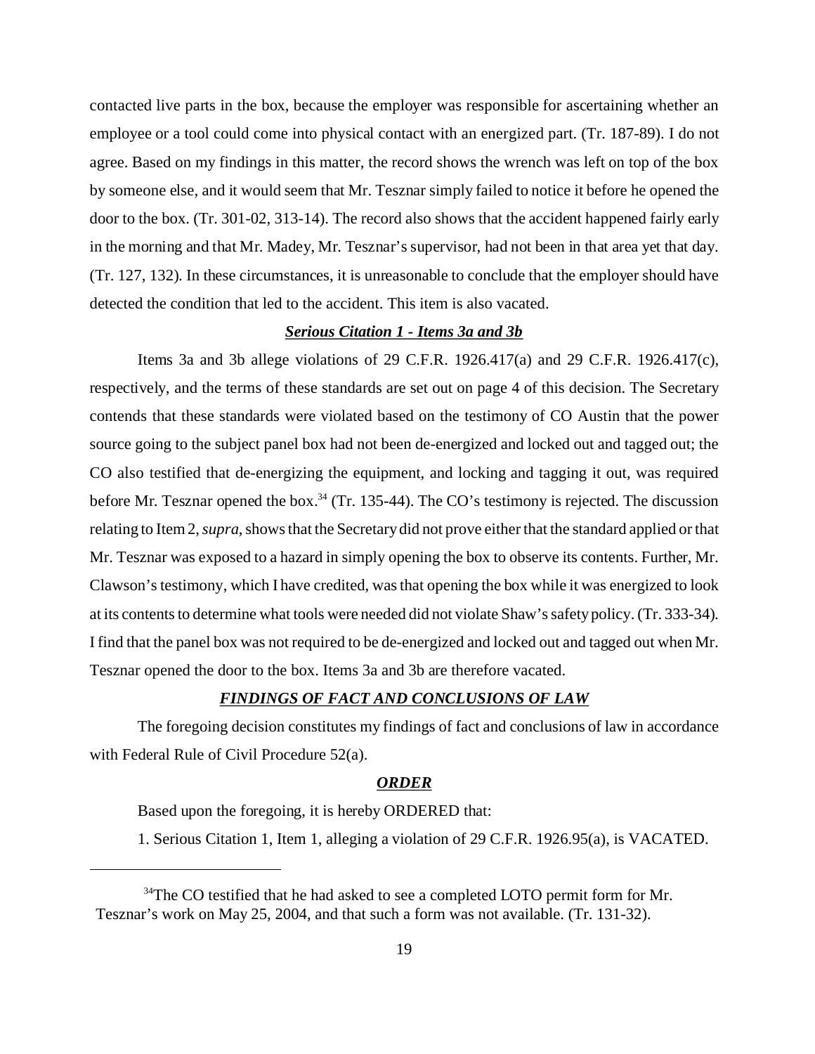contacted live parts in the box, because the employer was responsible for ascertaining whether an employee or a tool could come into physical contact with an energized part. (Tr. 187-89). I do not agree. Based on my findings in this matter, the record shows the wrench was left on top of the box by someone else, and it would seem that Mr. Tesznar simply failed to notice it before he opened the door to the box. (Tr. 301-02, 313-14). The record also shows that the accident happened fairly early in the morning and that Mr. Madey, Mr. Tesznar's supervisor, had not been in that area yet that day. (Tr. 127, 132). In these circumstances, it is unreasonable to conclude that the employer should have detected the condition that led to the accident. This item is also vacated.

***Serious Citation 1 - Items 3a and 3b***

Items 3a and 3b allege violations of 29 C.F.R. 1926.417(a) and 29 C.F.R. 1926.417(c), respectively, and the terms of these standards are set out on page 4 of this decision. The Secretary contends that these standards were violated based on the testimony of CO Austin that the power source going to the subject panel box had not been de-energized and locked out and tagged out; the CO also testified that de-energizing the equipment, and locking and tagging it out, was required before Mr. Tesznar opened the box.[34] (Tr. 135-44). The CO's testimony is rejected. The discussion relating to Item 2, *supra*, shows that the Secretary did not prove either that the standard applied or that Mr. Tesznar was exposed to a hazard in simply opening the box to observe its contents. Further, Mr. Clawson's testimony, which I have credited, was that opening the box while it was energized to look at its contents to determine what tools were needed did not violate Shaw's safety policy. (Tr. 333-34). I find that the panel box was not required to be de-energized and locked out and tagged out when Mr. Tesznar opened the door to the box. Items 3a and 3b are therefore vacated.

***FINDINGS OF FACT AND CONCLUSIONS OF LAW***

The foregoing decision constitutes my findings of fact and conclusions of law in accordance with Federal Rule of Civil Procedure 52(a).

***ORDER***

Based upon the foregoing, it is hereby ORDERED that:

1. Serious Citation 1, Item 1, alleging a violation of 29 C.F.R. 1926.95(a), is VACATED.

---

[34] The CO testified that he had asked to see a completed LOTO permit form for Mr. Tesznar's work on May 25, 2004, and that such a form was not available. (Tr. 131-32).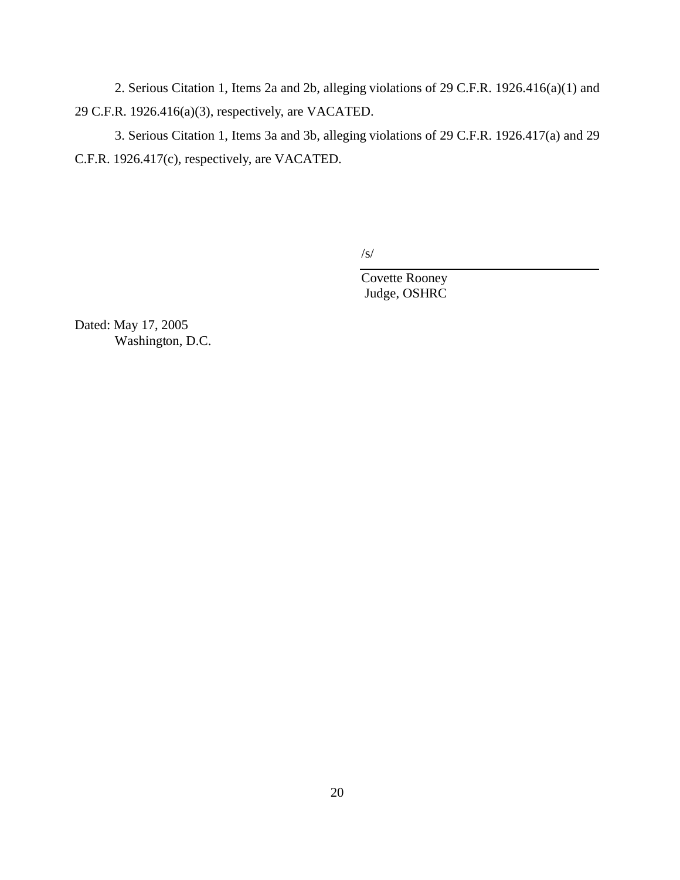2. Serious Citation 1, Items 2a and 2b, alleging violations of 29 C.F.R. 1926.416(a)(1) and 29 C.F.R. 1926.416(a)(3), respectively, are VACATED.

3. Serious Citation 1, Items 3a and 3b, alleging violations of 29 C.F.R. 1926.417(a) and 29 C.F.R. 1926.417(c), respectively, are VACATED.

/s/

Covette Rooney
Judge, OSHRC

Dated: May 17, 2005
Washington, D.C.